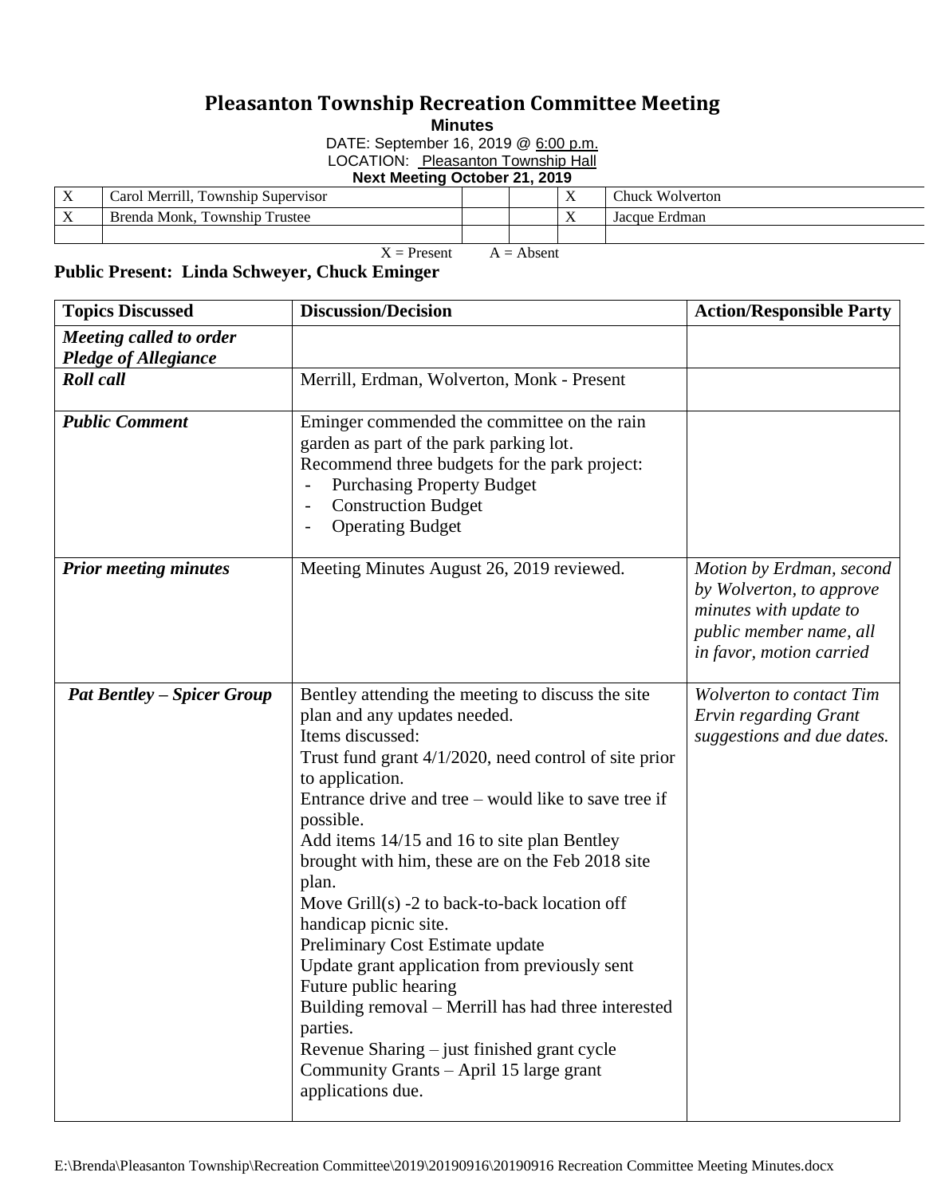# Pleasanton Township Recreation Committee Meeting

**Minutes**

DATE: September 16, 2019 @ 6:00 p.m.

LOCATION: Pleasanton Township Hall

**Next Meeting October 21, 2019**

| | | | | | |
|---|---|---|---|---|---|
| X | Carol Merrill, Township Supervisor | | | X | Chuck Wolverton |
| X | Brenda Monk, Township Trustee | | | X | Jacque Erdman |
| | | | | | |

X = Present A = Absent

**Public Present: Linda Schweyer, Chuck Eminger**

| Topics Discussed | Discussion/Decision | Action/Responsible Party |
|---|---|---|
| ***Meeting called to order Pledge of Allegiance*** | | |
| ***Roll call*** | Merrill, Erdman, Wolverton, Monk - Present | |
| ***Public Comment*** | Eminger commended the committee on the rain garden as part of the park parking lot.<br>Recommend three budgets for the park project:<br>- Purchasing Property Budget<br>- Construction Budget<br>- Operating Budget | |
| ***Prior meeting minutes*** | Meeting Minutes August 26, 2019 reviewed. | *Motion by Erdman, second by Wolverton, to approve minutes with update to public member name, all in favor, motion carried* |
| ***Pat Bentley – Spicer Group*** | Bentley attending the meeting to discuss the site plan and any updates needed.<br>Items discussed:<br>Trust fund grant 4/1/2020, need control of site prior to application.<br>Entrance drive and tree – would like to save tree if possible.<br>Add items 14/15 and 16 to site plan Bentley brought with him, these are on the Feb 2018 site plan.<br>Move Grill(s) -2 to back-to-back location off handicap picnic site.<br>Preliminary Cost Estimate update<br>Update grant application from previously sent<br>Future public hearing<br>Building removal – Merrill has had three interested parties.<br>Revenue Sharing – just finished grant cycle<br>Community Grants – April 15 large grant applications due. | *Wolverton to contact Tim Ervin regarding Grant suggestions and due dates.* |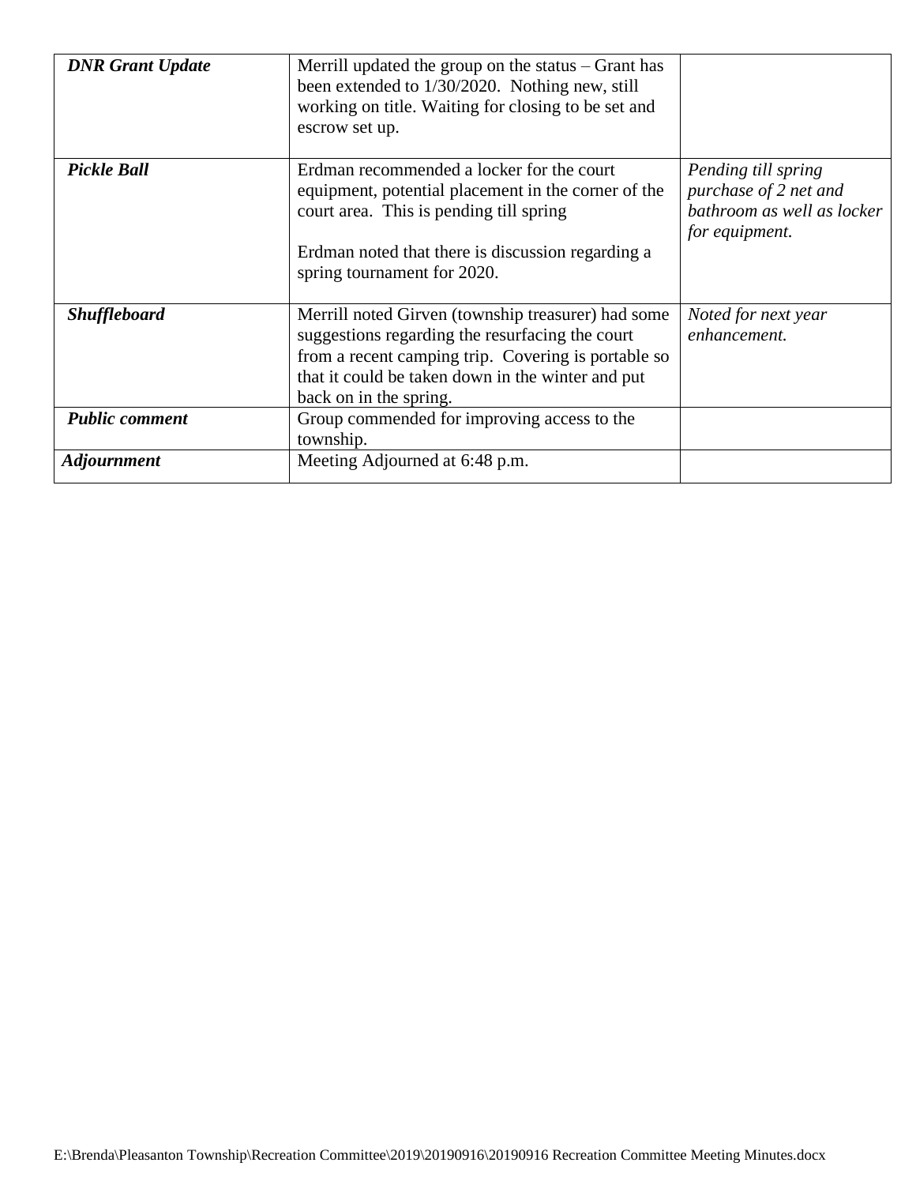| | | |
|---|---|---|
| ***DNR Grant Update*** | Merrill updated the group on the status – Grant has been extended to 1/30/2020. Nothing new, still working on title. Waiting for closing to be set and escrow set up. | |
| ***Pickle Ball*** | Erdman recommended a locker for the court equipment, potential placement in the corner of the court area. This is pending till spring<br><br>Erdman noted that there is discussion regarding a spring tournament for 2020. | *Pending till spring purchase of 2 net and bathroom as well as locker for equipment.* |
| ***Shuffleboard*** | Merrill noted Girven (township treasurer) had some suggestions regarding the resurfacing the court from a recent camping trip. Covering is portable so that it could be taken down in the winter and put back on in the spring. | *Noted for next year enhancement.* |
| ***Public comment*** | Group commended for improving access to the township. | |
| ***Adjournment*** | Meeting Adjourned at 6:48 p.m. | |

E:\Brenda\Pleasanton Township\Recreation Committee\2019\20190916\20190916 Recreation Committee Meeting Minutes.docx